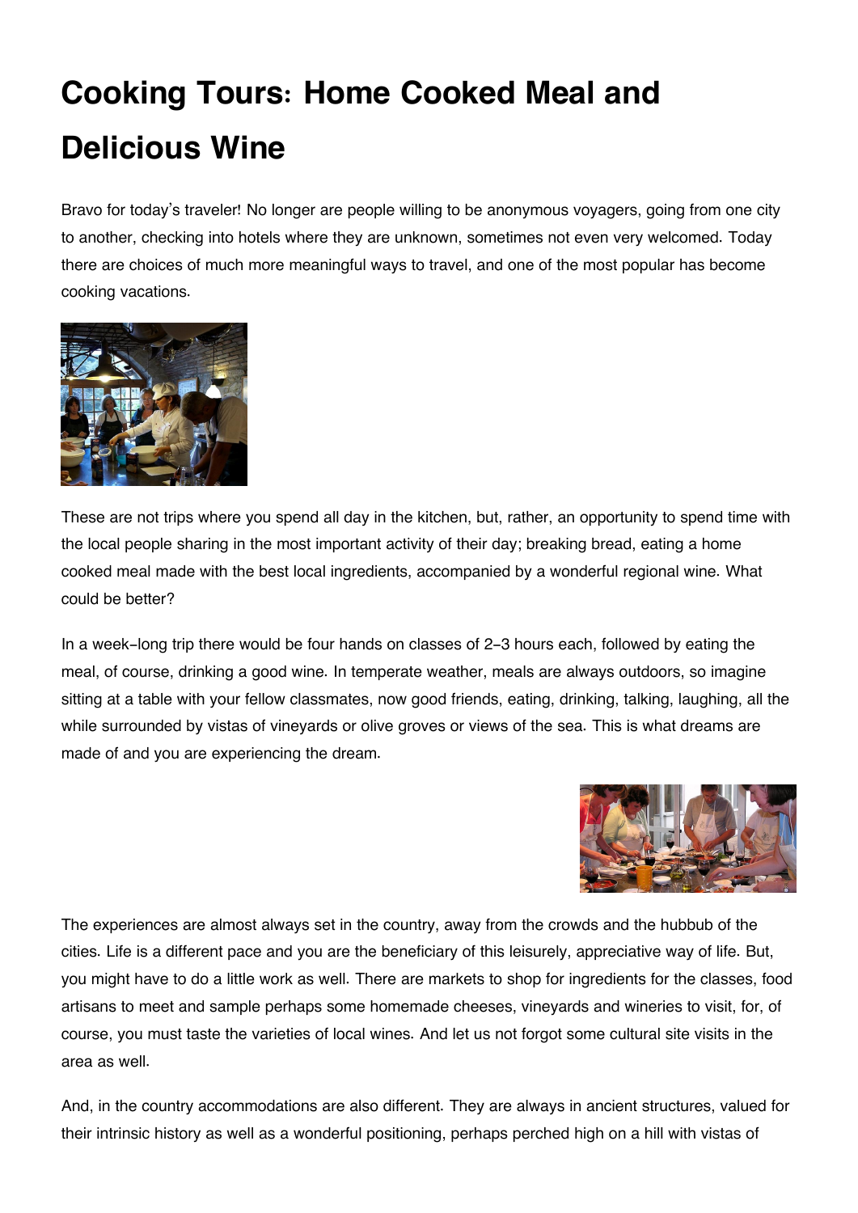# Cooking Tours: Home Cooked Meal and Delicious Wine

Bravo for today's traveler! No longer are people willing to be anonymous voyagers, going from one city to another, checking into hotels where they are unknown, sometimes not even very welcomed. Today there are choices of much more meaningful ways to travel, and one of the most popular has become cooking vacations.

These are not trips where you spend all day in the kitchen, but, rather, an opportunity to spend time with the local people sharing in the most important activity of their day; breaking bread, eating a home cooked meal made with the best local ingredients, accompanied by a wonderful regional wine. What could be better?

In a week-long trip there would be four hands on classes of 2-3 hours each, followed by eating the meal, of course, drinking a good wine. In temperate weather, meals are always outdoors, so imagine sitting at a table with your fellow classmates, now good friends, eating, drinking, talking, laughing, all the while surrounded by vistas of vineyards or olive groves or views of the sea. This is what dreams are made of and you are experiencing the dream.

The experiences are almost always set in the country, away from the crowds and the hubbub of the cities. Life is a different pace and you are the beneficiary of this leisurely, appreciative way of life. But, you might have to do a little work as well. There are markets to shop for ingredients for the classes, food artisans to meet and sample perhaps some homemade cheeses, vineyards and wineries to visit, for, of course, you must taste the varieties of local wines. And let us not forgot some cultural site visits in the area as well.

And, in the country accommodations are also different. They are always in ancient structures, valued for their intrinsic history as well as a wonderful positioning, perhaps perched high on a hill with vistas of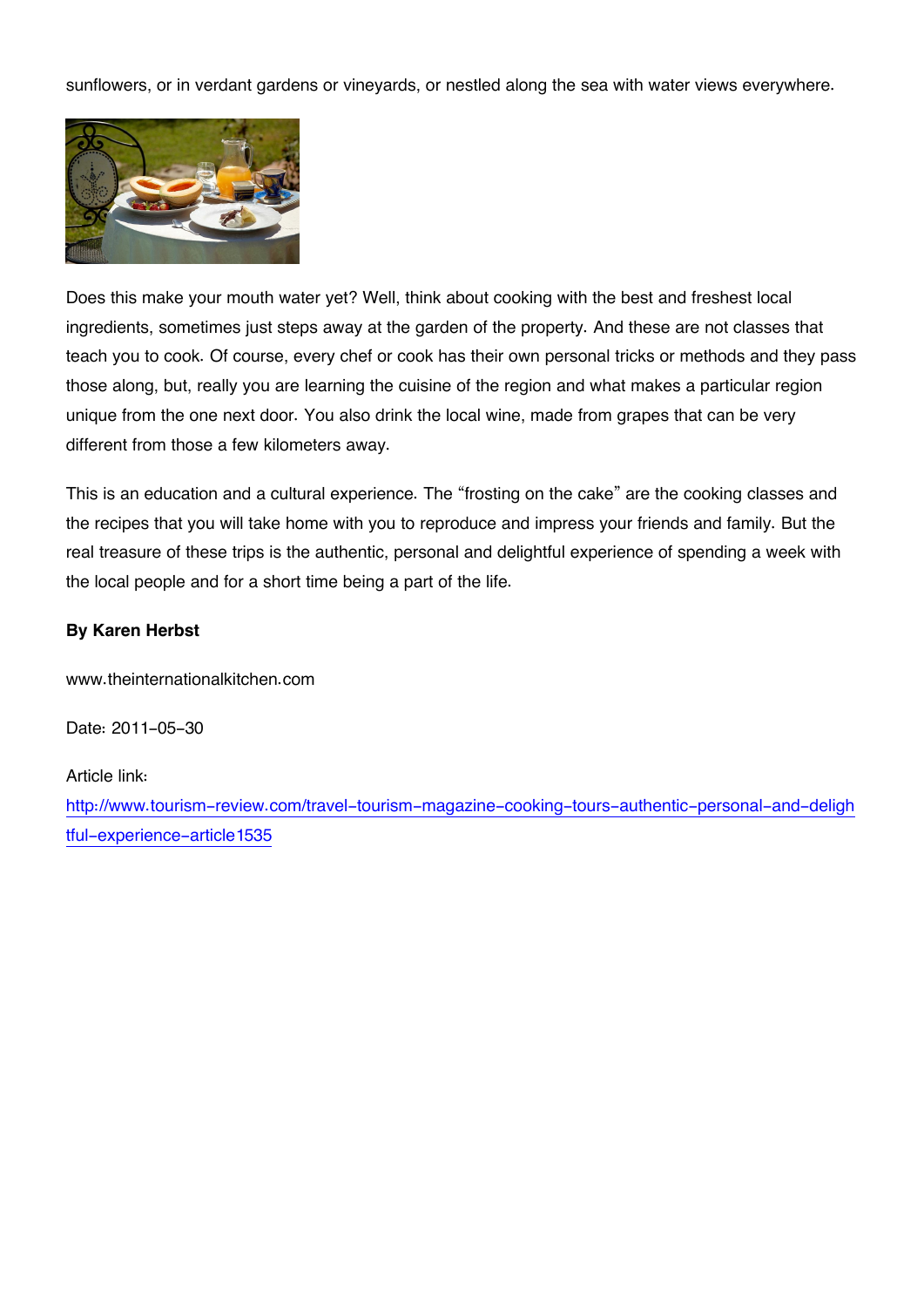sunflowers, or in verdant gardens or vineyards, or nestled along the sea with water views everywhere.

Does this make your mouth water yet? Well, think about cooking with the best and freshest local ingredients, sometimes just steps away at the garden of the property. And these are not classes that teach you to cook. Of course, every chef or cook has their own personal tricks or methods and they pass those along, but, really you are learning the cuisine of the region and what makes a particular region unique from the one next door. You also drink the local wine, made from grapes that can be very different from those a few kilometers away.

This is an education and a cultural experience. The "frosting on the cake" are the cooking classes and the recipes that you will take home with you to reproduce and impress your friends and family. But the real treasure of these trips is the authentic, personal and delightful experience of spending a week with the local people and for a short time being a part of the life.

**By Karen Herbst**

www.theinternationalkitchen.com

Date: 2011-05-30

Article link:
[http://www.tourism-review.com/travel-tourism-magazine-cooking-tours-authentic-personal-and-delightful-experience-article1535](http://www.tourism-review.com/travel-tourism-magazine-cooking-tours-authentic-personal-and-delightful-experience-article1535)